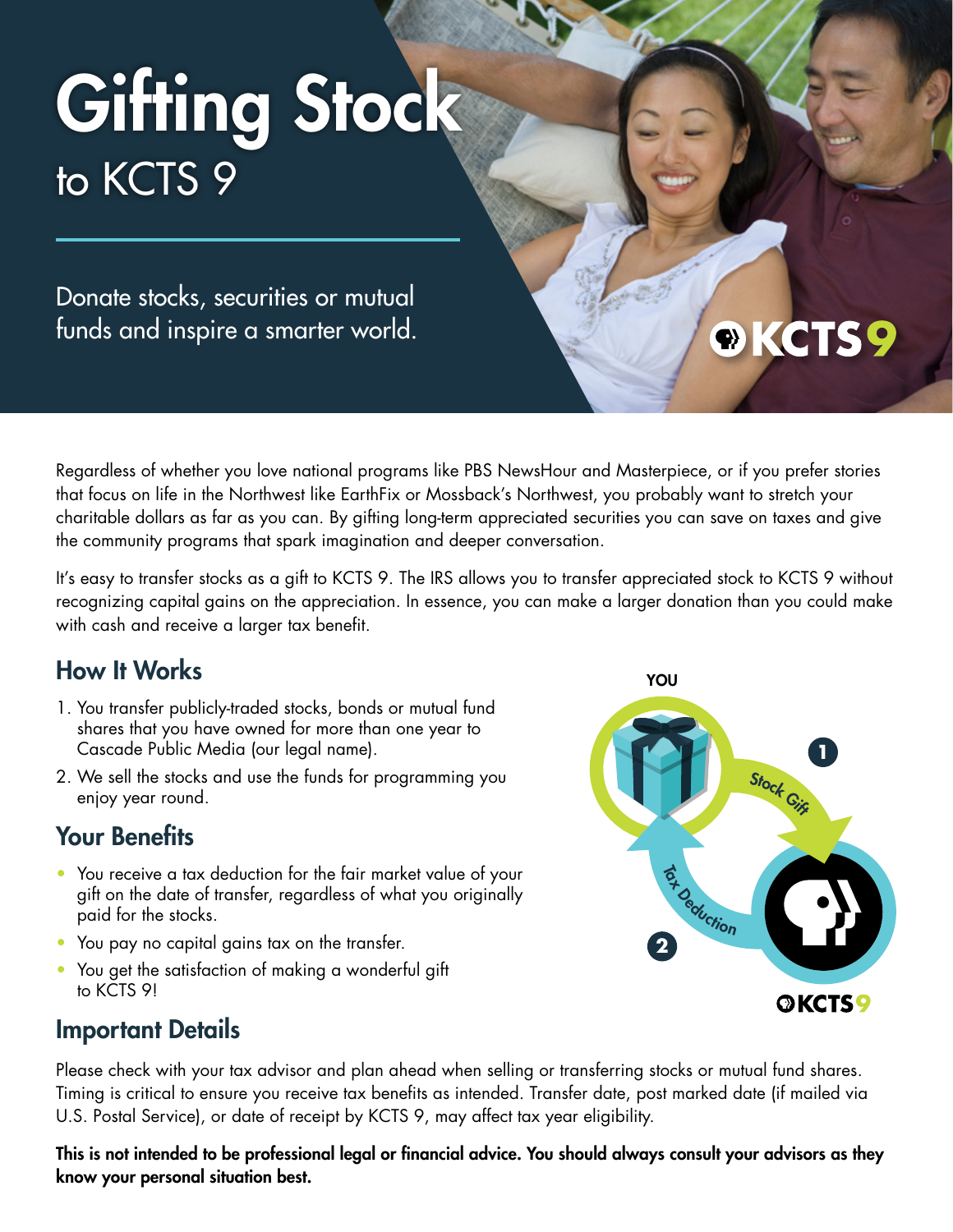# Gifting Stock
## to KCTS 9

Donate stocks, securities or mutual funds and inspire a smarter world.

Regardless of whether you love national programs like PBS NewsHour and Masterpiece, or if you prefer stories that focus on life in the Northwest like EarthFix or Mossback's Northwest, you probably want to stretch your charitable dollars as far as you can. By gifting long-term appreciated securities you can save on taxes and give the community programs that spark imagination and deeper conversation.

It's easy to transfer stocks as a gift to KCTS 9. The IRS allows you to transfer appreciated stock to KCTS 9 without recognizing capital gains on the appreciation. In essence, you can make a larger donation than you could make with cash and receive a larger tax benefit.

## How It Works

1. You transfer publicly-traded stocks, bonds or mutual fund shares that you have owned for more than one year to Cascade Public Media (our legal name).
2. We sell the stocks and use the funds for programming you enjoy year round.

## Your Benefits

- You receive a tax deduction for the fair market value of your gift on the date of transfer, regardless of what you originally paid for the stocks.
- You pay no capital gains tax on the transfer.
- You get the satisfaction of making a wonderful gift to KCTS 9!

## Important Details

Please check with your tax advisor and plan ahead when selling or transferring stocks or mutual fund shares. Timing is critical to ensure you receive tax benefits as intended. Transfer date, post marked date (if mailed via U.S. Postal Service), or date of receipt by KCTS 9, may affect tax year eligibility.

**This is not intended to be professional legal or financial advice. You should always consult your advisors as they know your personal situation best.**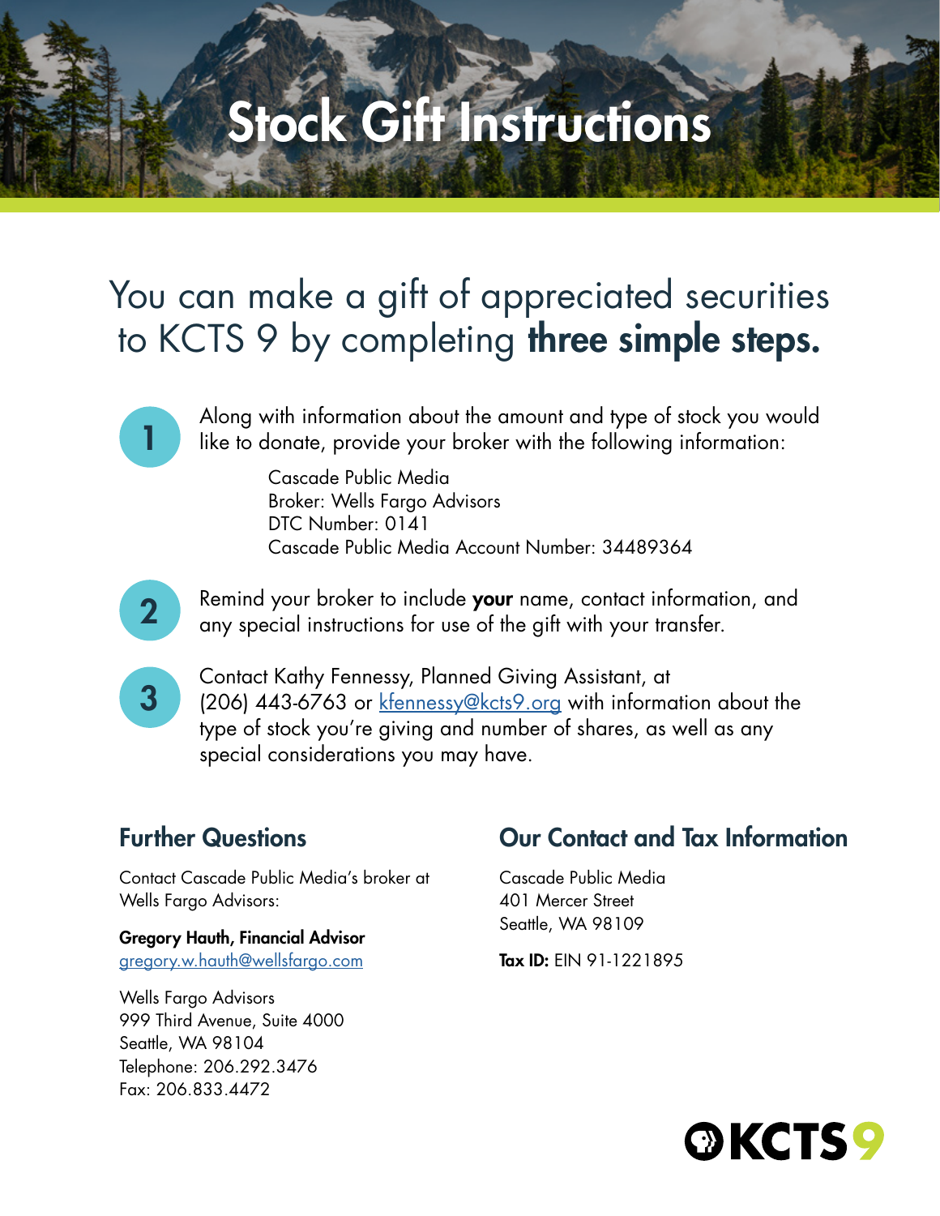# Stock Gift Instructions

## You can make a gift of appreciated securities to KCTS 9 by completing **three simple steps.**

1. Along with information about the amount and type of stock you would like to donate, provide your broker with the following information:

   Cascade Public Media
   Broker: Wells Fargo Advisors
   DTC Number: 0141
   Cascade Public Media Account Number: 34489364

2. Remind your broker to include **your** name, contact information, and any special instructions for use of the gift with your transfer.

3. Contact Kathy Fennessy, Planned Giving Assistant, at (206) 443-6763 or kfennessy@kcts9.org with information about the type of stock you're giving and number of shares, as well as any special considerations you may have.

### Further Questions

Contact Cascade Public Media's broker at Wells Fargo Advisors:

**Gregory Hauth, Financial Advisor**
gregory.w.hauth@wellsfargo.com

Wells Fargo Advisors
999 Third Avenue, Suite 4000
Seattle, WA 98104
Telephone: 206.292.3476
Fax: 206.833.4472

### Our Contact and Tax Information

Cascade Public Media
401 Mercer Street
Seattle, WA 98109

**Tax ID:** EIN 91-1221895

KCTS 9